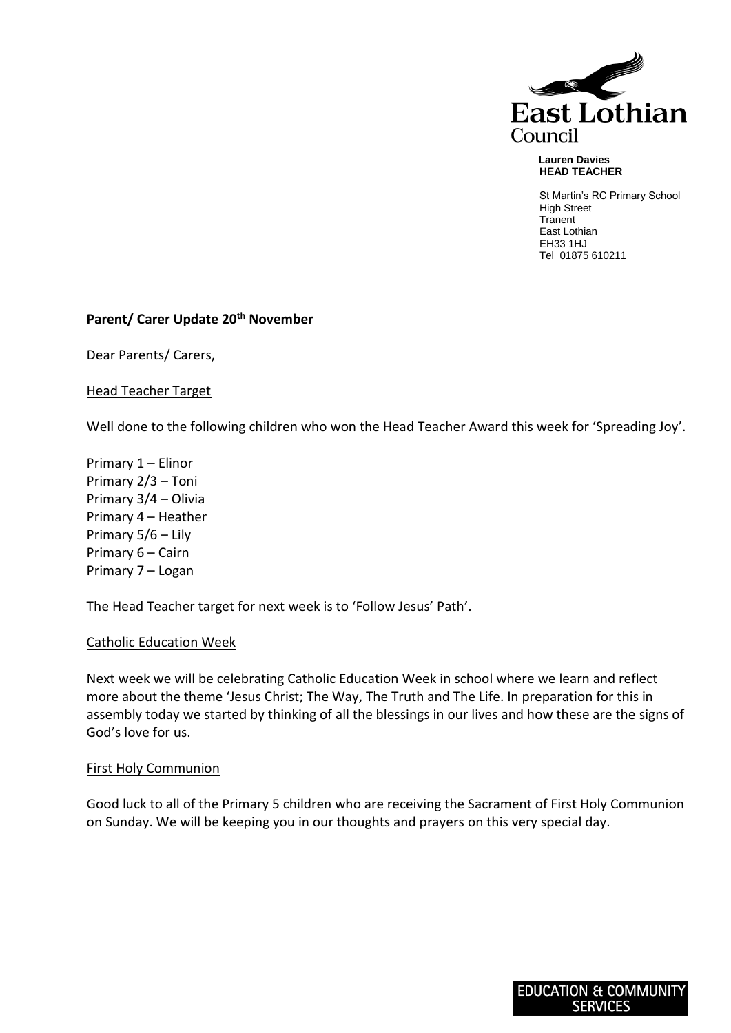East Lothian Council

**Lauren Davies**
**HEAD TEACHER**

St Martin's RC Primary School
High Street
Tranent
East Lothian
EH33 1HJ
Tel 01875 610211

**Parent/ Carer Update 20th November**

Dear Parents/ Carers,

## Head Teacher Target

Well done to the following children who won the Head Teacher Award this week for 'Spreading Joy'.

Primary 1 – Elinor
Primary 2/3 – Toni
Primary 3/4 – Olivia
Primary 4 – Heather
Primary 5/6 – Lily
Primary 6 – Cairn
Primary 7 – Logan

The Head Teacher target for next week is to 'Follow Jesus' Path'.

## Catholic Education Week

Next week we will be celebrating Catholic Education Week in school where we learn and reflect more about the theme 'Jesus Christ; The Way, The Truth and The Life. In preparation for this in assembly today we started by thinking of all the blessings in our lives and how these are the signs of God's love for us.

## First Holy Communion

Good luck to all of the Primary 5 children who are receiving the Sacrament of First Holy Communion on Sunday. We will be keeping you in our thoughts and prayers on this very special day.

EDUCATION & COMMUNITY SERVICES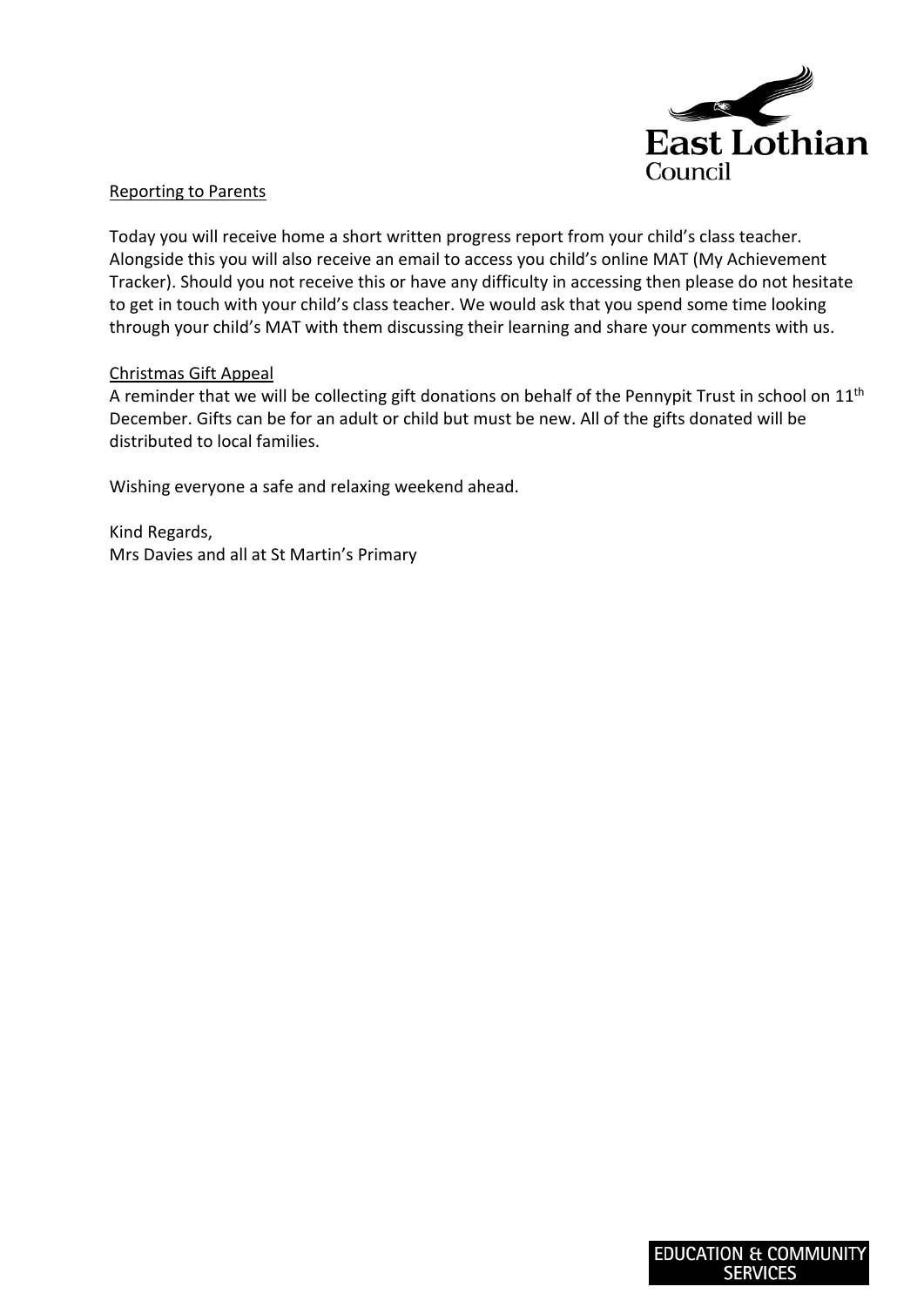Reporting to Parents

Today you will receive home a short written progress report from your child's class teacher. Alongside this you will also receive an email to access you child's online MAT (My Achievement Tracker). Should you not receive this or have any difficulty in accessing then please do not hesitate to get in touch with your child's class teacher. We would ask that you spend some time looking through your child's MAT with them discussing their learning and share your comments with us.

Christmas Gift Appeal

A reminder that we will be collecting gift donations on behalf of the Pennypit Trust in school on 11th December. Gifts can be for an adult or child but must be new. All of the gifts donated will be distributed to local families.

Wishing everyone a safe and relaxing weekend ahead.

Kind Regards,
Mrs Davies and all at St Martin's Primary